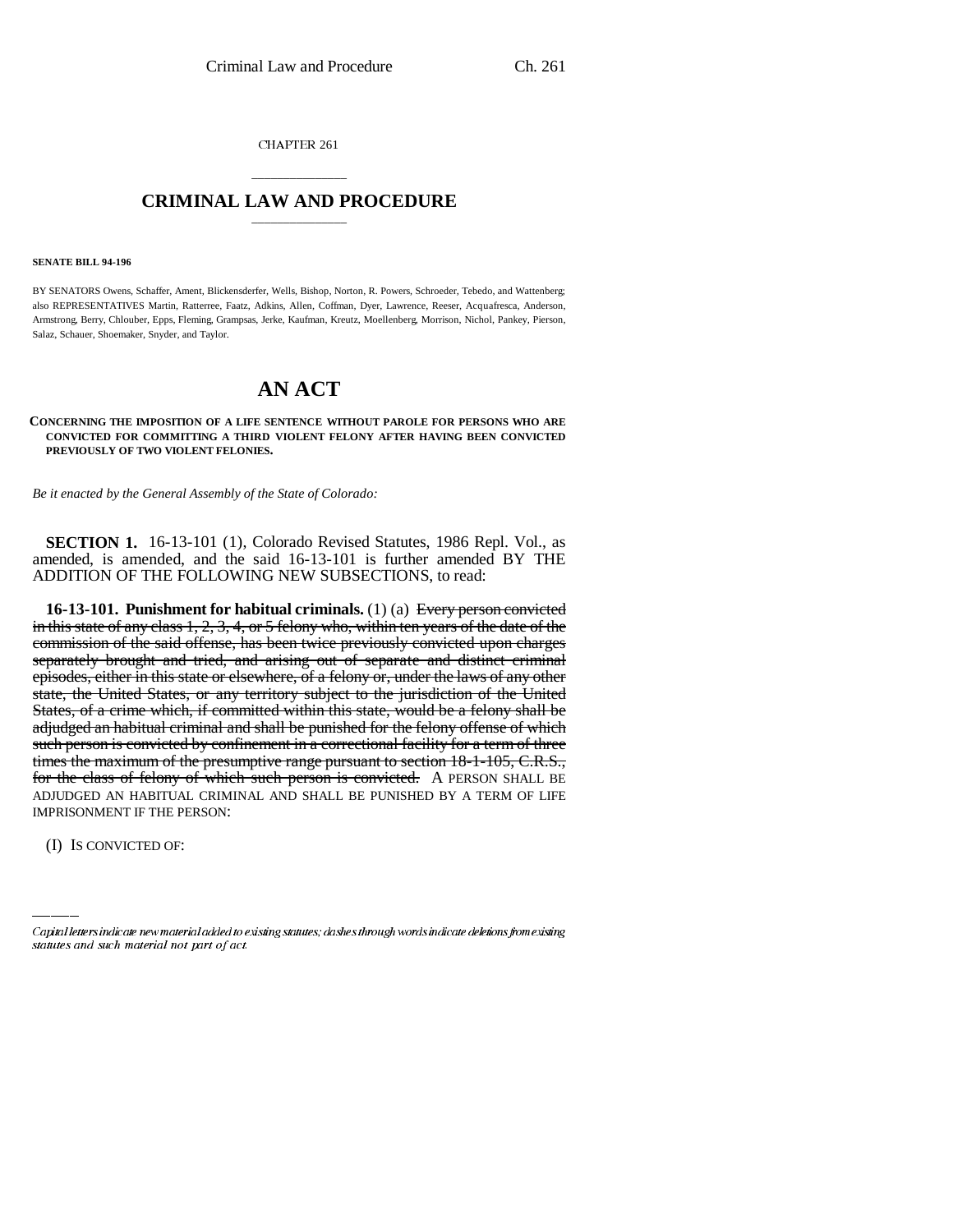CHAPTER 261

# CRIMINAL LAW AND PROCEDURE

**SENATE BILL 94-196**

BY SENATORS Owens, Schaffer, Ament, Blickensderfer, Wells, Bishop, Norton, R. Powers, Schroeder, Tebedo, and Wattenberg; also REPRESENTATIVES Martin, Ratterree, Faatz, Adkins, Allen, Coffman, Dyer, Lawrence, Reeser, Acquafresca, Anderson, Armstrong, Berry, Chlouber, Epps, Fleming, Grampsas, Jerke, Kaufman, Kreutz, Moellenberg, Morrison, Nichol, Pankey, Pierson, Salaz, Schauer, Shoemaker, Snyder, and Taylor.

# AN ACT

**CONCERNING THE IMPOSITION OF A LIFE SENTENCE WITHOUT PAROLE FOR PERSONS WHO ARE CONVICTED FOR COMMITTING A THIRD VIOLENT FELONY AFTER HAVING BEEN CONVICTED PREVIOUSLY OF TWO VIOLENT FELONIES.**

*Be it enacted by the General Assembly of the State of Colorado:*

**SECTION 1.** 16-13-101 (1), Colorado Revised Statutes, 1986 Repl. Vol., as amended, is amended, and the said 16-13-101 is further amended BY THE ADDITION OF THE FOLLOWING NEW SUBSECTIONS, to read:

**16-13-101. Punishment for habitual criminals.** (1) (a) ~~Every person convicted in this state of any class 1, 2, 3, 4, or 5 felony who, within ten years of the date of the commission of the said offense, has been twice previously convicted upon charges separately brought and tried, and arising out of separate and distinct criminal episodes, either in this state or elsewhere, of a felony or, under the laws of any other state, the United States, or any territory subject to the jurisdiction of the United States, of a crime which, if committed within this state, would be a felony shall be adjudged an habitual criminal and shall be punished for the felony offense of which such person is convicted by confinement in a correctional facility for a term of three times the maximum of the presumptive range pursuant to section 18-1-105, C.R.S., for the class of felony of which such person is convicted.~~ A PERSON SHALL BE ADJUDGED AN HABITUAL CRIMINAL AND SHALL BE PUNISHED BY A TERM OF LIFE IMPRISONMENT IF THE PERSON:

(I) IS CONVICTED OF:

*Capital letters indicate new material added to existing statutes; dashes through words indicate deletions from existing statutes and such material not part of act.*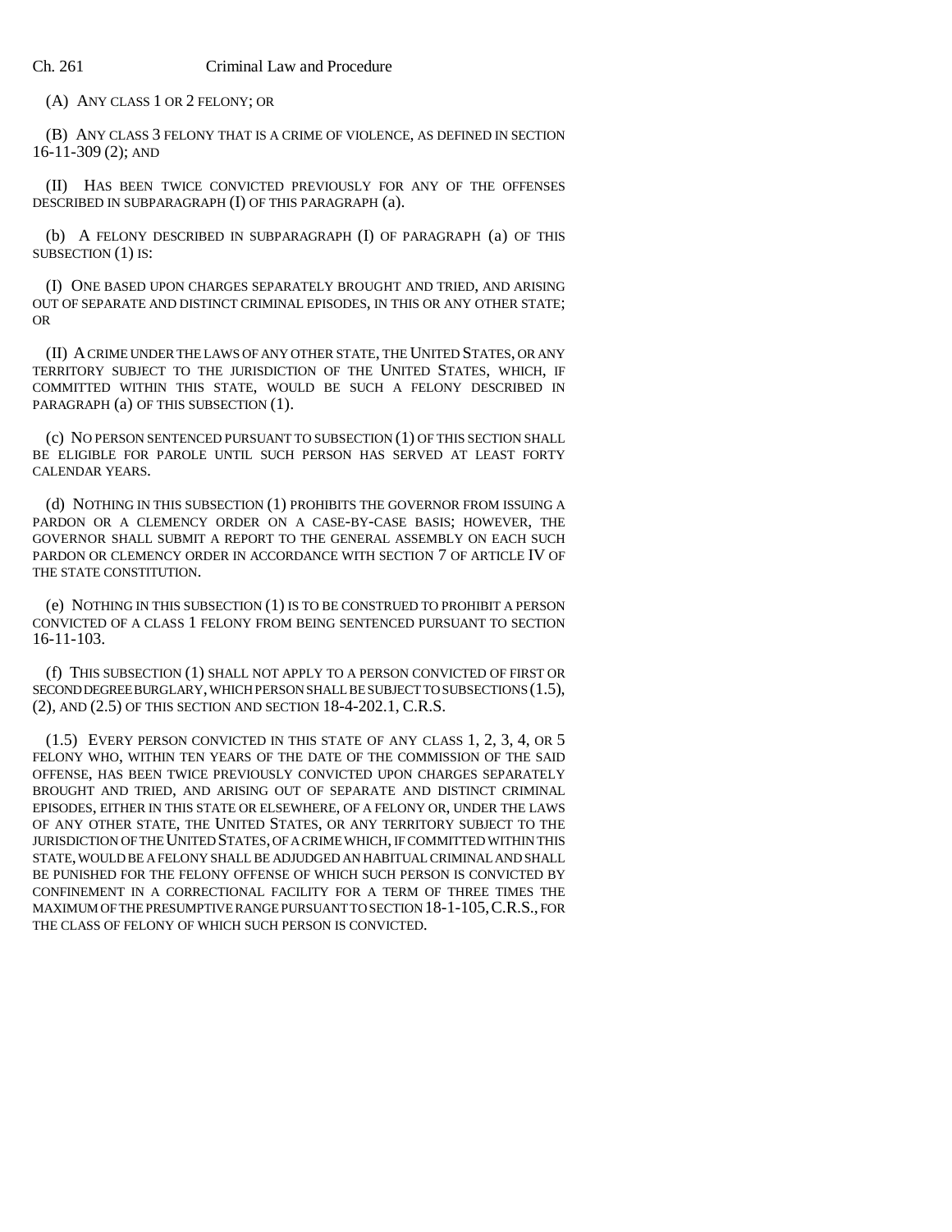(A) ANY CLASS 1 OR 2 FELONY; OR

(B) ANY CLASS 3 FELONY THAT IS A CRIME OF VIOLENCE, AS DEFINED IN SECTION 16-11-309 (2); AND

(II) HAS BEEN TWICE CONVICTED PREVIOUSLY FOR ANY OF THE OFFENSES DESCRIBED IN SUBPARAGRAPH (I) OF THIS PARAGRAPH (a).

(b) A FELONY DESCRIBED IN SUBPARAGRAPH (I) OF PARAGRAPH (a) OF THIS SUBSECTION (1) IS:

(I) ONE BASED UPON CHARGES SEPARATELY BROUGHT AND TRIED, AND ARISING OUT OF SEPARATE AND DISTINCT CRIMINAL EPISODES, IN THIS OR ANY OTHER STATE; OR

(II) A CRIME UNDER THE LAWS OF ANY OTHER STATE, THE UNITED STATES, OR ANY TERRITORY SUBJECT TO THE JURISDICTION OF THE UNITED STATES, WHICH, IF COMMITTED WITHIN THIS STATE, WOULD BE SUCH A FELONY DESCRIBED IN PARAGRAPH (a) OF THIS SUBSECTION (1).

(c) NO PERSON SENTENCED PURSUANT TO SUBSECTION (1) OF THIS SECTION SHALL BE ELIGIBLE FOR PAROLE UNTIL SUCH PERSON HAS SERVED AT LEAST FORTY CALENDAR YEARS.

(d) NOTHING IN THIS SUBSECTION (1) PROHIBITS THE GOVERNOR FROM ISSUING A PARDON OR A CLEMENCY ORDER ON A CASE-BY-CASE BASIS; HOWEVER, THE GOVERNOR SHALL SUBMIT A REPORT TO THE GENERAL ASSEMBLY ON EACH SUCH PARDON OR CLEMENCY ORDER IN ACCORDANCE WITH SECTION 7 OF ARTICLE IV OF THE STATE CONSTITUTION.

(e) NOTHING IN THIS SUBSECTION (1) IS TO BE CONSTRUED TO PROHIBIT A PERSON CONVICTED OF A CLASS 1 FELONY FROM BEING SENTENCED PURSUANT TO SECTION 16-11-103.

(f) THIS SUBSECTION (1) SHALL NOT APPLY TO A PERSON CONVICTED OF FIRST OR SECOND DEGREE BURGLARY, WHICH PERSON SHALL BE SUBJECT TO SUBSECTIONS (1.5), (2), AND (2.5) OF THIS SECTION AND SECTION 18-4-202.1, C.R.S.

(1.5) EVERY PERSON CONVICTED IN THIS STATE OF ANY CLASS 1, 2, 3, 4, OR 5 FELONY WHO, WITHIN TEN YEARS OF THE DATE OF THE COMMISSION OF THE SAID OFFENSE, HAS BEEN TWICE PREVIOUSLY CONVICTED UPON CHARGES SEPARATELY BROUGHT AND TRIED, AND ARISING OUT OF SEPARATE AND DISTINCT CRIMINAL EPISODES, EITHER IN THIS STATE OR ELSEWHERE, OF A FELONY OR, UNDER THE LAWS OF ANY OTHER STATE, THE UNITED STATES, OR ANY TERRITORY SUBJECT TO THE JURISDICTION OF THE UNITED STATES, OF A CRIME WHICH, IF COMMITTED WITHIN THIS STATE, WOULD BE A FELONY SHALL BE ADJUDGED AN HABITUAL CRIMINAL AND SHALL BE PUNISHED FOR THE FELONY OFFENSE OF WHICH SUCH PERSON IS CONVICTED BY CONFINEMENT IN A CORRECTIONAL FACILITY FOR A TERM OF THREE TIMES THE MAXIMUM OF THE PRESUMPTIVE RANGE PURSUANT TO SECTION 18-1-105, C.R.S., FOR THE CLASS OF FELONY OF WHICH SUCH PERSON IS CONVICTED.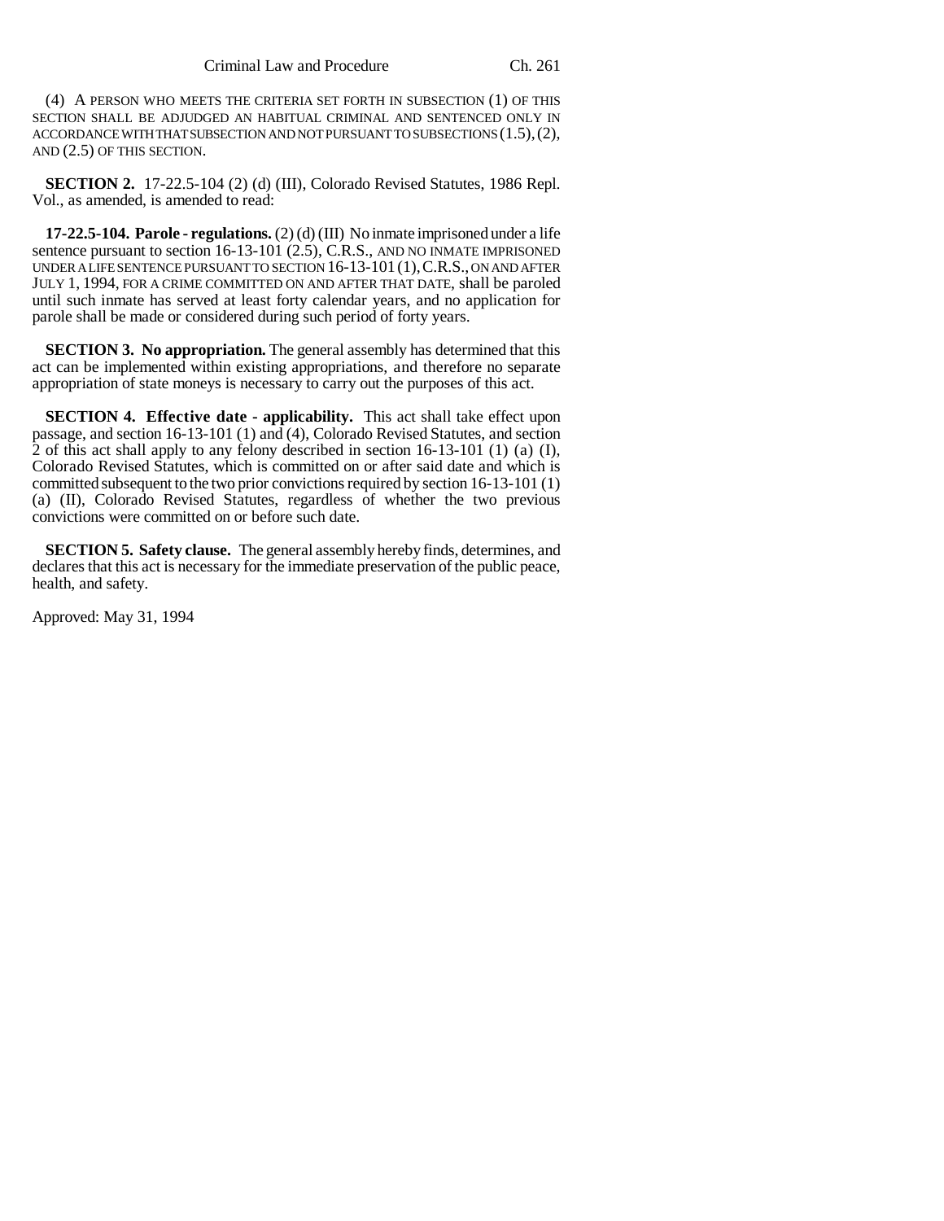(4) A PERSON WHO MEETS THE CRITERIA SET FORTH IN SUBSECTION (1) OF THIS SECTION SHALL BE ADJUDGED AN HABITUAL CRIMINAL AND SENTENCED ONLY IN ACCORDANCE WITH THAT SUBSECTION AND NOT PURSUANT TO SUBSECTIONS (1.5), (2), AND (2.5) OF THIS SECTION.

**SECTION 2.** 17-22.5-104 (2) (d) (III), Colorado Revised Statutes, 1986 Repl. Vol., as amended, is amended to read:

**17-22.5-104. Parole - regulations.** (2) (d) (III) No inmate imprisoned under a life sentence pursuant to section 16-13-101 (2.5), C.R.S., AND NO INMATE IMPRISONED UNDER A LIFE SENTENCE PURSUANT TO SECTION 16-13-101 (1), C.R.S., ON AND AFTER JULY 1, 1994, FOR A CRIME COMMITTED ON AND AFTER THAT DATE, shall be paroled until such inmate has served at least forty calendar years, and no application for parole shall be made or considered during such period of forty years.

**SECTION 3. No appropriation.** The general assembly has determined that this act can be implemented within existing appropriations, and therefore no separate appropriation of state moneys is necessary to carry out the purposes of this act.

**SECTION 4. Effective date - applicability.** This act shall take effect upon passage, and section 16-13-101 (1) and (4), Colorado Revised Statutes, and section 2 of this act shall apply to any felony described in section 16-13-101 (1) (a) (I), Colorado Revised Statutes, which is committed on or after said date and which is committed subsequent to the two prior convictions required by section 16-13-101 (1) (a) (II), Colorado Revised Statutes, regardless of whether the two previous convictions were committed on or before such date.

**SECTION 5. Safety clause.** The general assembly hereby finds, determines, and declares that this act is necessary for the immediate preservation of the public peace, health, and safety.

Approved: May 31, 1994